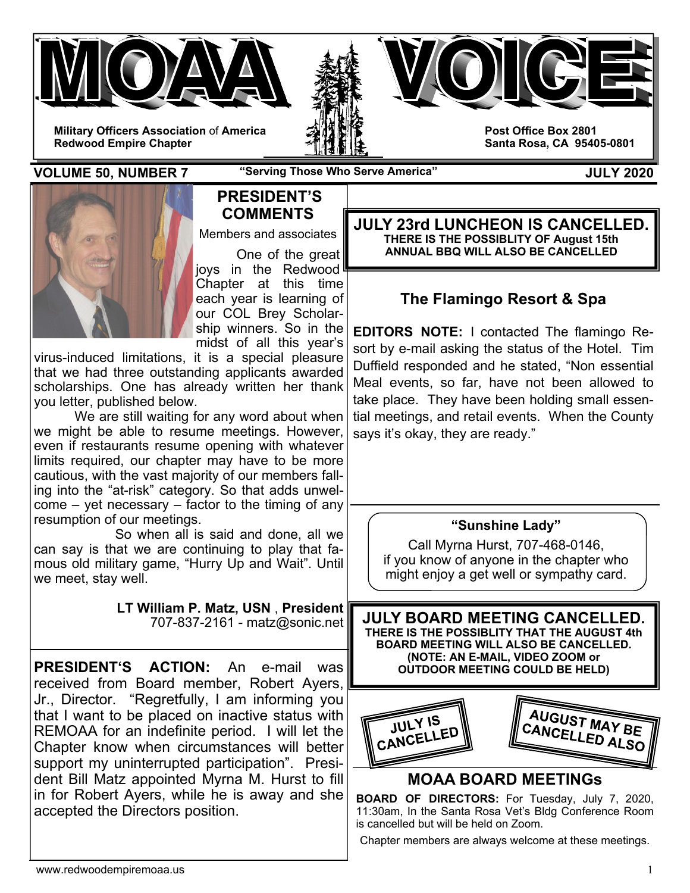# MOAA VOICE

**Military Officers Association of America**
**Redwood Empire Chapter**

**Post Office Box 2801**
**Santa Rosa, CA 95405-0801**

**VOLUME 50, NUMBER 7** — **"Serving Those Who Serve America"** — **JULY 2020**

## PRESIDENT'S COMMENTS

Members and associates

One of the great joys in the Redwood Chapter at this time each year is learning of our COL Brey Scholarship winners. So in the midst of all this year's virus-induced limitations, it is a special pleasure that we had three outstanding applicants awarded scholarships. One has already written her thank you letter, published below.

We are still waiting for any word about when we might be able to resume meetings. However, even if restaurants resume opening with whatever limits required, our chapter may have to be more cautious, with the vast majority of our members falling into the "at-risk" category. So that adds unwelcome – yet necessary – factor to the timing of any resumption of our meetings.

So when all is said and done, all we can say is that we are continuing to play that famous old military game, "Hurry Up and Wait". Until we meet, stay well.

**LT William P. Matz, USN**, **President**
707-837-2161 - matz@sonic.net

**PRESIDENT'S ACTION:** An e-mail was received from Board member, Robert Ayers, Jr., Director. "Regretfully, I am informing you that I want to be placed on inactive status with REMOAA for an indefinite period. I will let the Chapter know when circumstances will better support my uninterrupted participation". President Bill Matz appointed Myrna M. Hurst to fill in for Robert Ayers, while he is away and she accepted the Directors position.

**JULY 23rd LUNCHEON IS CANCELLED.**
**THERE IS THE POSSIBLITY OF August 15th ANNUAL BBQ WILL ALSO BE CANCELLED**

## The Flamingo Resort & Spa

**EDITORS NOTE:** I contacted The flamingo Resort by e-mail asking the status of the Hotel. Tim Duffield responded and he stated, "Non essential Meal events, so far, have not been allowed to take place. They have been holding small essential meetings, and retail events. When the County says it's okay, they are ready."

**"Sunshine Lady"**

Call Myrna Hurst, 707-468-0146, if you know of anyone in the chapter who might enjoy a get well or sympathy card.

**JULY BOARD MEETING CANCELLED.**
**THERE IS THE POSSIBLITY THAT THE AUGUST 4th BOARD MEETING WILL ALSO BE CANCELLED.**
**(NOTE: AN E-MAIL, VIDEO ZOOM or OUTDOOR MEETING COULD BE HELD)**

JULY IS CANCELLED

AUGUST MAY BE CANCELLED ALSO

## MOAA BOARD MEETINGs

**BOARD OF DIRECTORS:** For Tuesday, July 7, 2020, 11:30am, In the Santa Rosa Vet's Bldg Conference Room is cancelled but will be held on Zoom.

Chapter members are always welcome at these meetings.

www.redwoodempiremoaa.us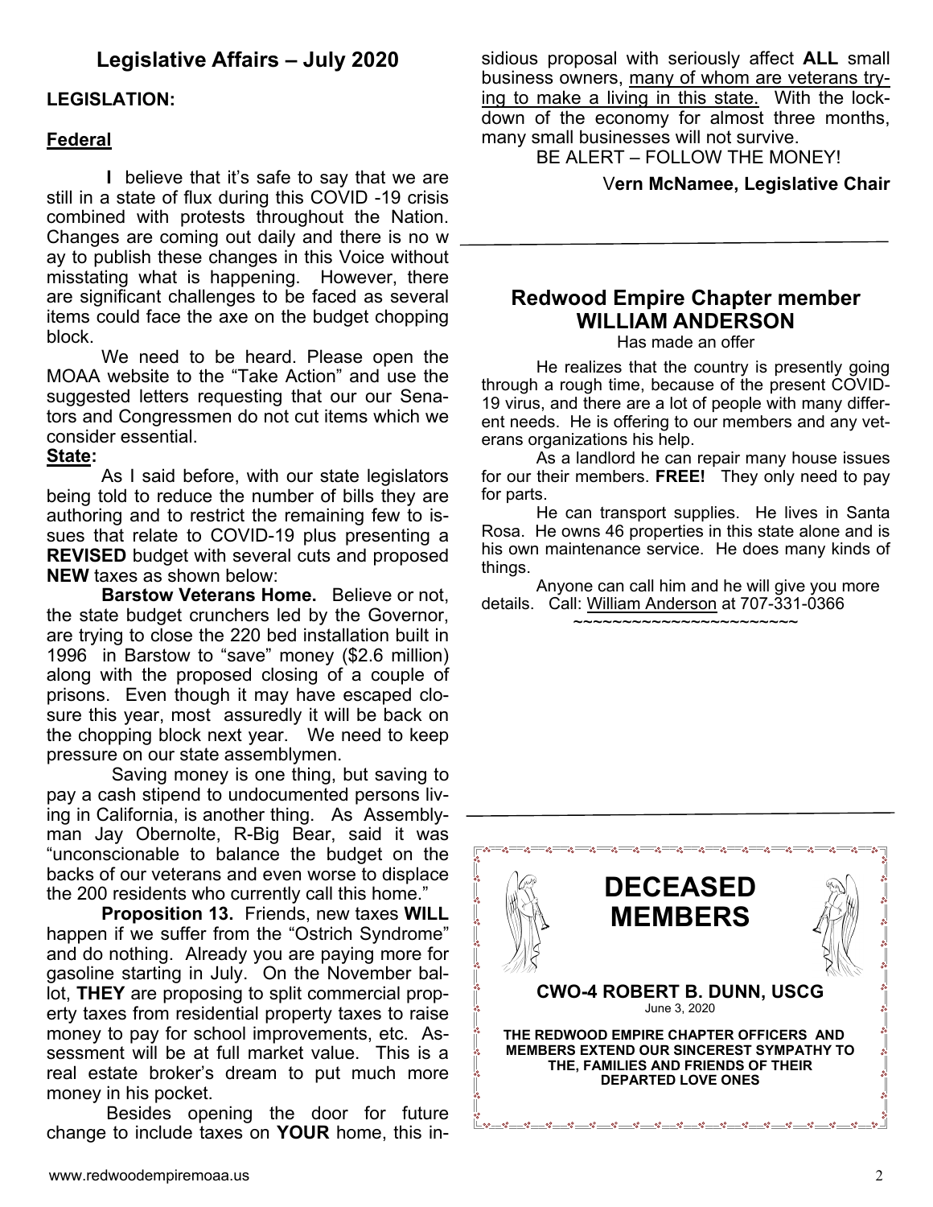## Legislative Affairs – July 2020

**LEGISLATION:**

**Federal**

I believe that it's safe to say that we are still in a state of flux during this COVID -19 crisis combined with protests throughout the Nation. Changes are coming out daily and there is no way to publish these changes in this Voice without misstating what is happening. However, there are significant challenges to be faced as several items could face the axe on the budget chopping block.

We need to be heard. Please open the MOAA website to the "Take Action" and use the suggested letters requesting that our our Senators and Congressmen do not cut items which we consider essential.

**State:**

As I said before, with our state legislators being told to reduce the number of bills they are authoring and to restrict the remaining few to issues that relate to COVID-19 plus presenting a **REVISED** budget with several cuts and proposed **NEW** taxes as shown below:

**Barstow Veterans Home.** Believe or not, the state budget crunchers led by the Governor, are trying to close the 220 bed installation built in 1996 in Barstow to "save" money ($2.6 million) along with the proposed closing of a couple of prisons. Even though it may have escaped closure this year, most assuredly it will be back on the chopping block next year. We need to keep pressure on our state assemblymen.

Saving money is one thing, but saving to pay a cash stipend to undocumented persons living in California, is another thing. As Assemblyman Jay Obernolte, R-Big Bear, said it was "unconscionable to balance the budget on the backs of our veterans and even worse to displace the 200 residents who currently call this home."

**Proposition 13.** Friends, new taxes **WILL** happen if we suffer from the "Ostrich Syndrome" and do nothing. Already you are paying more for gasoline starting in July. On the November ballot, **THEY** are proposing to split commercial property taxes from residential property taxes to raise money to pay for school improvements, etc. Assessment will be at full market value. This is a real estate broker's dream to put much more money in his pocket.

Besides opening the door for future change to include taxes on **YOUR** home, this insidious proposal with seriously affect **ALL** small business owners, many of whom are veterans trying to make a living in this state. With the lockdown of the economy for almost three months, many small businesses will not survive.

BE ALERT – FOLLOW THE MONEY!

**Vern McNamee, Legislative Chair**

---

## Redwood Empire Chapter member WILLIAM ANDERSON

Has made an offer

He realizes that the country is presently going through a rough time, because of the present COVID-19 virus, and there are a lot of people with many different needs. He is offering to our members and any veterans organizations his help.

As a landlord he can repair many house issues for our their members. **FREE!** They only need to pay for parts.

He can transport supplies. He lives in Santa Rosa. He owns 46 properties in this state alone and is his own maintenance service. He does many kinds of things.

Anyone can call him and he will give you more details. Call: William Anderson at 707-331-0366

~~~~~~~~~~~~~~~~~~~~~~~~

---

## DECEASED MEMBERS

**CWO-4 ROBERT B. DUNN, USCG**

June 3, 2020

**THE REDWOOD EMPIRE CHAPTER OFFICERS AND MEMBERS EXTEND OUR SINCEREST SYMPATHY TO THE, FAMILIES AND FRIENDS OF THEIR DEPARTED LOVE ONES**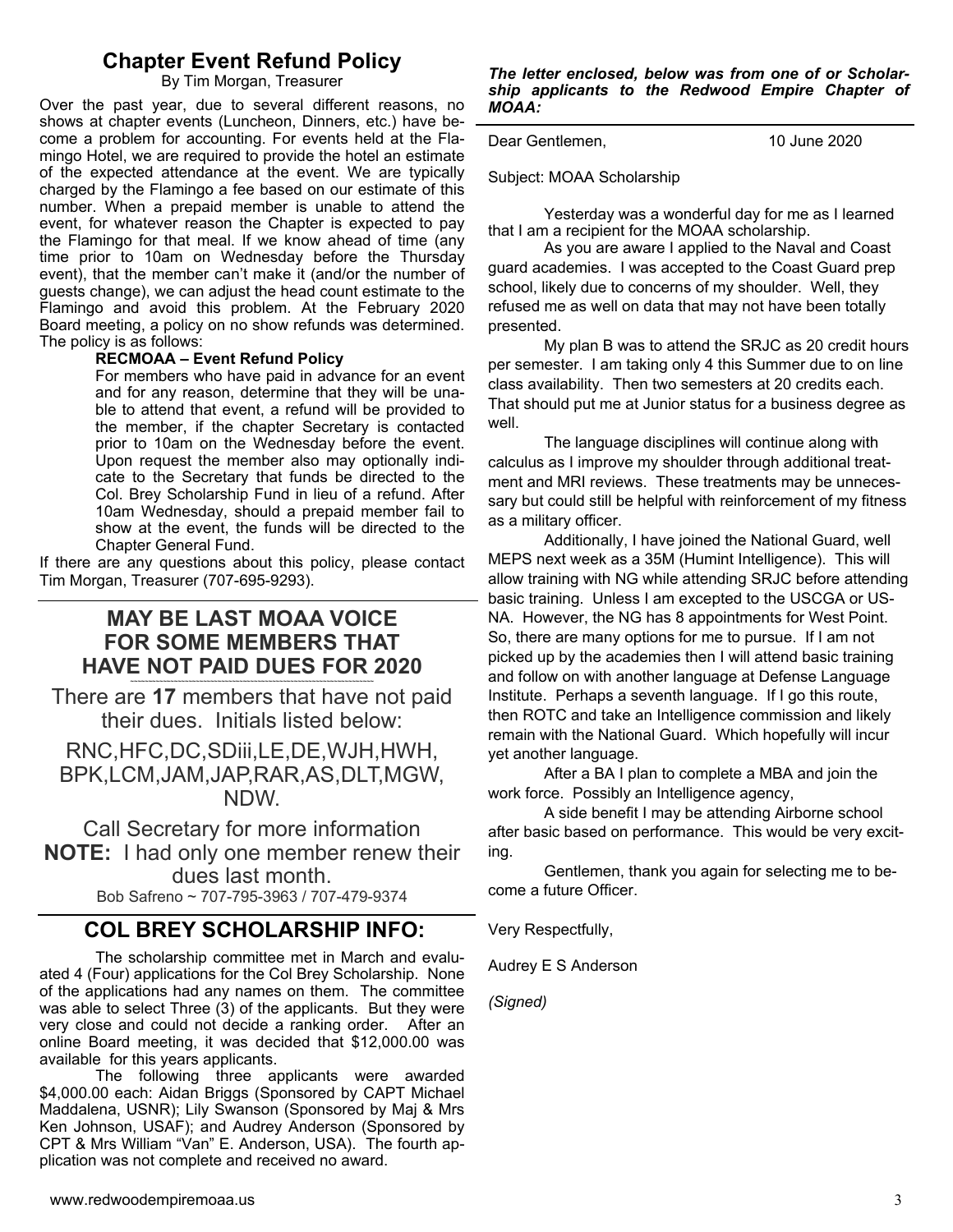## Chapter Event Refund Policy

By Tim Morgan, Treasurer

Over the past year, due to several different reasons, no shows at chapter events (Luncheon, Dinners, etc.) have become a problem for accounting. For events held at the Flamingo Hotel, we are required to provide the hotel an estimate of the expected attendance at the event. We are typically charged by the Flamingo a fee based on our estimate of this number. When a prepaid member is unable to attend the event, for whatever reason the Chapter is expected to pay the Flamingo for that meal. If we know ahead of time (any time prior to 10am on Wednesday before the Thursday event), that the member can't make it (and/or the number of guests change), we can adjust the head count estimate to the Flamingo and avoid this problem. At the February 2020 Board meeting, a policy on no show refunds was determined. The policy is as follows:

> **RECMOAA – Event Refund Policy**
>
> For members who have paid in advance for an event and for any reason, determine that they will be unable to attend that event, a refund will be provided to the member, if the chapter Secretary is contacted prior to 10am on the Wednesday before the event. Upon request the member also may optionally indicate to the Secretary that funds be directed to the Col. Brey Scholarship Fund in lieu of a refund. After 10am Wednesday, should a prepaid member fail to show at the event, the funds will be directed to the Chapter General Fund.

If there are any questions about this policy, please contact Tim Morgan, Treasurer (707-695-9293).

## MAY BE LAST MOAA VOICE FOR SOME MEMBERS THAT HAVE NOT PAID DUES FOR 2020

There are **17** members that have not paid their dues. Initials listed below:

RNC,HFC,DC,SDiii,LE,DE,WJH,HWH, BPK,LCM,JAM,JAP,RAR,AS,DLT,MGW, NDW.

Call Secretary for more information

**NOTE:** I had only one member renew their dues last month.

Bob Safreno ~ 707-795-3963 / 707-479-9374

## COL BREY SCHOLARSHIP INFO:

The scholarship committee met in March and evaluated 4 (Four) applications for the Col Brey Scholarship. None of the applications had any names on them. The committee was able to select Three (3) of the applicants. But they were very close and could not decide a ranking order. After an online Board meeting, it was decided that $12,000.00 was available for this years applicants.

The following three applicants were awarded $4,000.00 each: Aidan Briggs (Sponsored by CAPT Michael Maddalena, USNR); Lily Swanson (Sponsored by Maj & Mrs Ken Johnson, USAF); and Audrey Anderson (Sponsored by CPT & Mrs William "Van" E. Anderson, USA). The fourth application was not complete and received no award.

***The letter enclosed, below was from one of or Scholarship applicants to the Redwood Empire Chapter of MOAA:***

Dear Gentlemen, 10 June 2020

Subject: MOAA Scholarship

Yesterday was a wonderful day for me as I learned that I am a recipient for the MOAA scholarship.

As you are aware I applied to the Naval and Coast guard academies. I was accepted to the Coast Guard prep school, likely due to concerns of my shoulder. Well, they refused me as well on data that may not have been totally presented.

My plan B was to attend the SRJC as 20 credit hours per semester. I am taking only 4 this Summer due to on line class availability. Then two semesters at 20 credits each. That should put me at Junior status for a business degree as well.

The language disciplines will continue along with calculus as I improve my shoulder through additional treatment and MRI reviews. These treatments may be unnecessary but could still be helpful with reinforcement of my fitness as a military officer.

Additionally, I have joined the National Guard, well MEPS next week as a 35M (Humint Intelligence). This will allow training with NG while attending SRJC before attending basic training. Unless I am excepted to the USCGA or USNA. However, the NG has 8 appointments for West Point. So, there are many options for me to pursue. If I am not picked up by the academies then I will attend basic training and follow on with another language at Defense Language Institute. Perhaps a seventh language. If I go this route, then ROTC and take an Intelligence commission and likely remain with the National Guard. Which hopefully will incur yet another language.

After a BA I plan to complete a MBA and join the work force. Possibly an Intelligence agency,

A side benefit I may be attending Airborne school after basic based on performance. This would be very exciting.

Gentlemen, thank you again for selecting me to become a future Officer.

Very Respectfully,

Audrey E S Anderson

*(Signed)*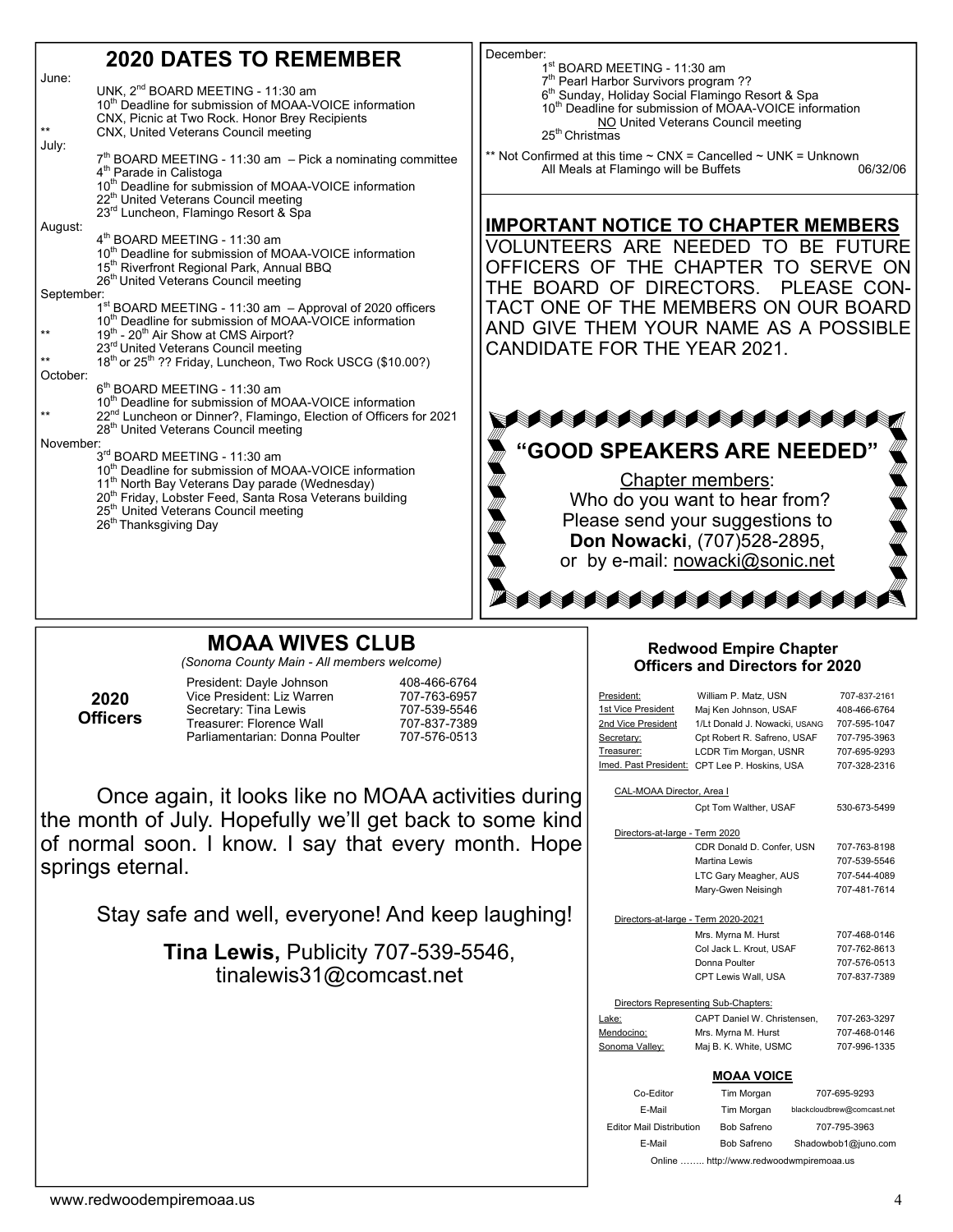## 2020 DATES TO REMEMBER

June:

- UNK, 2nd BOARD MEETING - 11:30 am
- 10th Deadline for submission of MOAA-VOICE information
- CNX, Picnic at Two Rock. Honor Brey Recipients
- ** CNX, United Veterans Council meeting

July:

- 7th BOARD MEETING - 11:30 am – Pick a nominating committee
- 4th Parade in Calistoga
- 10th Deadline for submission of MOAA-VOICE information
- 22th United Veterans Council meeting
- 23rd Luncheon, Flamingo Resort & Spa

August:

- 4th BOARD MEETING - 11:30 am
- 10th Deadline for submission of MOAA-VOICE information
- 15th Riverfront Regional Park, Annual BBQ
- 26th United Veterans Council meeting

September:

- 1st BOARD MEETING - 11:30 am – Approval of 2020 officers
- 10th Deadline for submission of MOAA-VOICE information
- ** 19th - 20th Air Show at CMS Airport?
- 23rd United Veterans Council meeting
- ** 18th or 25th ?? Friday, Luncheon, Two Rock USCG ($10.00?)

October:

- 6th BOARD MEETING - 11:30 am
- 10th Deadline for submission of MOAA-VOICE information
- ** 22nd Luncheon or Dinner?, Flamingo, Election of Officers for 2021
- 28th United Veterans Council meeting

November:

- 3rd BOARD MEETING - 11:30 am
- 10th Deadline for submission of MOAA-VOICE information
- 11th North Bay Veterans Day parade (Wednesday)
- 20th Friday, Lobster Feed, Santa Rosa Veterans building
- 25th United Veterans Council meeting
- 26th Thanksgiving Day

December:

- 1st BOARD MEETING - 11:30 am
- 7th Pearl Harbor Survivors program ??
- 6th Sunday, Holiday Social Flamingo Resort & Spa
- 10th Deadline for submission of MOAA-VOICE information
- NO United Veterans Council meeting
- 25th Christmas

** Not Confirmed at this time ~ CNX = Cancelled ~ UNK = Unknown
All Meals at Flamingo will be Buffets 06/32/06

## IMPORTANT NOTICE TO CHAPTER MEMBERS

VOLUNTEERS ARE NEEDED TO BE FUTURE OFFICERS OF THE CHAPTER TO SERVE ON THE BOARD OF DIRECTORS. PLEASE CONTACT ONE OF THE MEMBERS ON OUR BOARD AND GIVE THEM YOUR NAME AS A POSSIBLE CANDIDATE FOR THE YEAR 2021.

## "GOOD SPEAKERS ARE NEEDED"

Chapter members:
Who do you want to hear from?
Please send your suggestions to
**Don Nowacki**, (707)528-2895,
or by e-mail: nowacki@sonic.net

## MOAA WIVES CLUB

*(Sonoma County Main - All members welcome)*

**2020 Officers**

| | | |
|---|---|---|
| President: | Dayle Johnson | 408-466-6764 |
| Vice President: | Liz Warren | 707-763-6957 |
| Secretary: | Tina Lewis | 707-539-5546 |
| Treasurer: | Florence Wall | 707-837-7389 |
| Parliamentarian: | Donna Poulter | 707-576-0513 |

Once again, it looks like no MOAA activities during the month of July. Hopefully we'll get back to some kind of normal soon. I know. I say that every month. Hope springs eternal.

Stay safe and well, everyone! And keep laughing!

**Tina Lewis,** Publicity 707-539-5546, tinalewis31@comcast.net

### Redwood Empire Chapter Officers and Directors for 2020

| | | |
|---|---|---|
| President: | William P. Matz, USN | 707-837-2161 |
| 1st Vice President | Maj Ken Johnson, USAF | 408-466-6764 |
| 2nd Vice President | 1/Lt Donald J. Nowacki, USANG | 707-595-1047 |
| Secretary: | Cpt Robert R. Safreno, USAF | 707-795-3963 |
| Treasurer: | LCDR Tim Morgan, USNR | 707-695-9293 |
| Imed. Past President: | CPT Lee P. Hoskins, USA | 707-328-2316 |
| CAL-MOAA Director, Area I | | |
| | Cpt Tom Walther, USAF | 530-673-5499 |
| Directors-at-large - Term 2020 | | |
| | CDR Donald D. Confer, USN | 707-763-8198 |
| | Martina Lewis | 707-539-5546 |
| | LTC Gary Meagher, AUS | 707-544-4089 |
| | Mary-Gwen Neisingh | 707-481-7614 |
| Directors-at-large - Term 2020-2021 | | |
| | Mrs. Myrna M. Hurst | 707-468-0146 |
| | Col Jack L. Krout, USAF | 707-762-8613 |
| | Donna Poulter | 707-576-0513 |
| | CPT Lewis Wall, USA | 707-837-7389 |
| Directors Representing Sub-Chapters: | | |
| Lake: | CAPT Daniel W. Christensen, | 707-263-3297 |
| Mendocino: | Mrs. Myrna M. Hurst | 707-468-0146 |
| Sonoma Valley: | Maj B. K. White, USMC | 707-996-1335 |

### MOAA VOICE

| | | |
|---|---|---|
| Co-Editor | Tim Morgan | 707-695-9293 |
| E-Mail | Tim Morgan | blackcloudbrew@comcast.net |
| Editor Mail Distribution | Bob Safreno | 707-795-3963 |
| E-Mail | Bob Safreno | Shadowbob1@juno.com |

Online …….. http://www.redwoodwmpiremoaa.us

www.redwoodempiremoaa.us